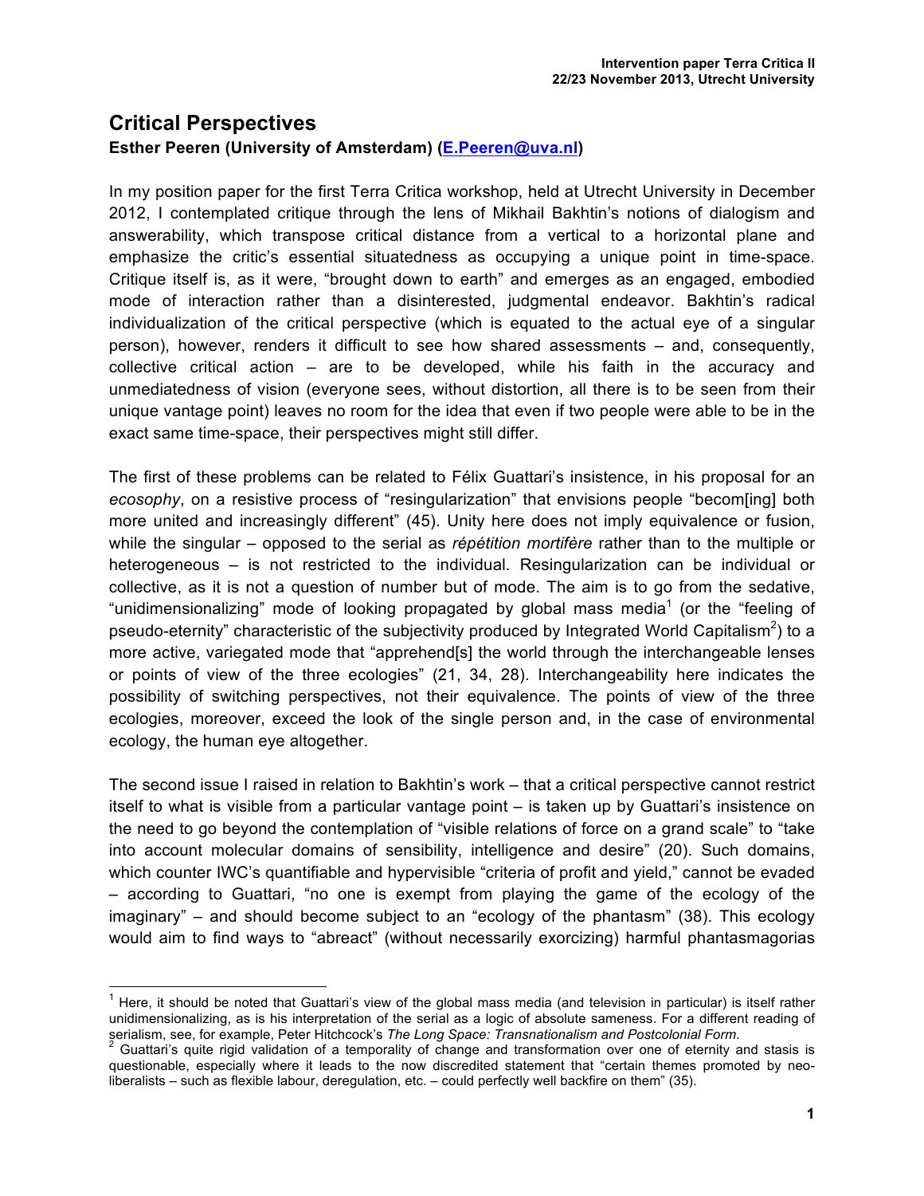Intervention paper Terra Critica II
22/23 November 2013, Utrecht University

# Critical Perspectives

**Esther Peeren (University of Amsterdam) (E.Peeren@uva.nl)**

In my position paper for the first Terra Critica workshop, held at Utrecht University in December 2012, I contemplated critique through the lens of Mikhail Bakhtin's notions of dialogism and answerability, which transpose critical distance from a vertical to a horizontal plane and emphasize the critic's essential situatedness as occupying a unique point in time-space. Critique itself is, as it were, "brought down to earth" and emerges as an engaged, embodied mode of interaction rather than a disinterested, judgmental endeavor. Bakhtin's radical individualization of the critical perspective (which is equated to the actual eye of a singular person), however, renders it difficult to see how shared assessments – and, consequently, collective critical action – are to be developed, while his faith in the accuracy and unmediatedness of vision (everyone sees, without distortion, all there is to be seen from their unique vantage point) leaves no room for the idea that even if two people were able to be in the exact same time-space, their perspectives might still differ.

The first of these problems can be related to Félix Guattari's insistence, in his proposal for an *ecosophy*, on a resistive process of "resingularization" that envisions people "becom[ing] both more united and increasingly different" (45). Unity here does not imply equivalence or fusion, while the singular – opposed to the serial as *répétition mortifère* rather than to the multiple or heterogeneous – is not restricted to the individual. Resingularization can be individual or collective, as it is not a question of number but of mode. The aim is to go from the sedative, "unidimensionalizing" mode of looking propagated by global mass media[1] (or the "feeling of pseudo-eternity" characteristic of the subjectivity produced by Integrated World Capitalism[2]) to a more active, variegated mode that "apprehend[s] the world through the interchangeable lenses or points of view of the three ecologies" (21, 34, 28). Interchangeability here indicates the possibility of switching perspectives, not their equivalence. The points of view of the three ecologies, moreover, exceed the look of the single person and, in the case of environmental ecology, the human eye altogether.

The second issue I raised in relation to Bakhtin's work – that a critical perspective cannot restrict itself to what is visible from a particular vantage point – is taken up by Guattari's insistence on the need to go beyond the contemplation of "visible relations of force on a grand scale" to "take into account molecular domains of sensibility, intelligence and desire" (20). Such domains, which counter IWC's quantifiable and hypervisible "criteria of profit and yield," cannot be evaded – according to Guattari, "no one is exempt from playing the game of the ecology of the imaginary" – and should become subject to an "ecology of the phantasm" (38). This ecology would aim to find ways to "abreact" (without necessarily exorcizing) harmful phantasmagorias

---

[1] Here, it should be noted that Guattari's view of the global mass media (and television in particular) is itself rather unidimensionalizing, as is his interpretation of the serial as a logic of absolute sameness. For a different reading of serialism, see, for example, Peter Hitchcock's *The Long Space: Transnationalism and Postcolonial Form*.

[2] Guattari's quite rigid validation of a temporality of change and transformation over one of eternity and stasis is questionable, especially where it leads to the now discredited statement that "certain themes promoted by neo-liberalists – such as flexible labour, deregulation, etc. – could perfectly well backfire on them" (35).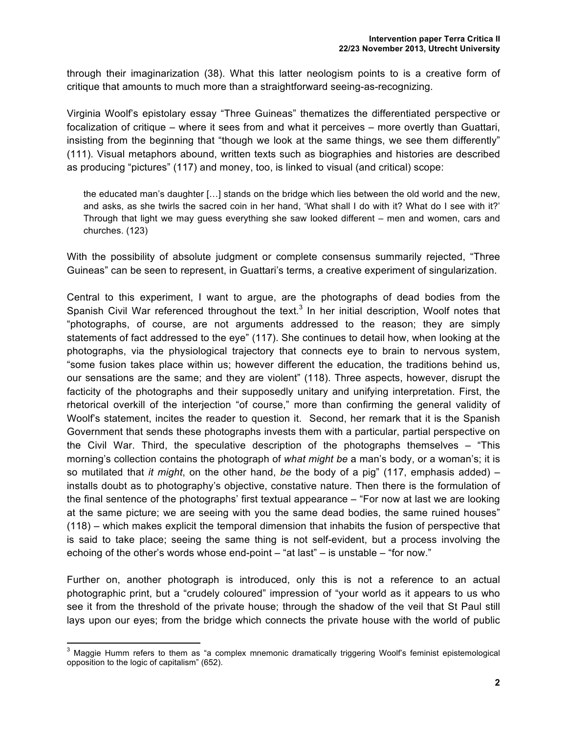through their imaginarization (38). What this latter neologism points to is a creative form of critique that amounts to much more than a straightforward seeing-as-recognizing.

Virginia Woolf's epistolary essay "Three Guineas" thematizes the differentiated perspective or focalization of critique – where it sees from and what it perceives – more overtly than Guattari, insisting from the beginning that "though we look at the same things, we see them differently" (111). Visual metaphors abound, written texts such as biographies and histories are described as producing "pictures" (117) and money, too, is linked to visual (and critical) scope:

> the educated man's daughter […] stands on the bridge which lies between the old world and the new, and asks, as she twirls the sacred coin in her hand, 'What shall I do with it? What do I see with it?' Through that light we may guess everything she saw looked different – men and women, cars and churches. (123)

With the possibility of absolute judgment or complete consensus summarily rejected, "Three Guineas" can be seen to represent, in Guattari's terms, a creative experiment of singularization.

Central to this experiment, I want to argue, are the photographs of dead bodies from the Spanish Civil War referenced throughout the text.[3] In her initial description, Woolf notes that "photographs, of course, are not arguments addressed to the reason; they are simply statements of fact addressed to the eye" (117). She continues to detail how, when looking at the photographs, via the physiological trajectory that connects eye to brain to nervous system, "some fusion takes place within us; however different the education, the traditions behind us, our sensations are the same; and they are violent" (118). Three aspects, however, disrupt the facticity of the photographs and their supposedly unitary and unifying interpretation. First, the rhetorical overkill of the interjection "of course," more than confirming the general validity of Woolf's statement, incites the reader to question it. Second, her remark that it is the Spanish Government that sends these photographs invests them with a particular, partial perspective on the Civil War. Third, the speculative description of the photographs themselves – "This morning's collection contains the photograph of *what might be* a man's body, or a woman's; it is so mutilated that *it might*, on the other hand, *be* the body of a pig" (117, emphasis added) – installs doubt as to photography's objective, constative nature. Then there is the formulation of the final sentence of the photographs' first textual appearance – "For now at last we are looking at the same picture; we are seeing with you the same dead bodies, the same ruined houses" (118) – which makes explicit the temporal dimension that inhabits the fusion of perspective that is said to take place; seeing the same thing is not self-evident, but a process involving the echoing of the other's words whose end-point – "at last" – is unstable – "for now."

Further on, another photograph is introduced, only this is not a reference to an actual photographic print, but a "crudely coloured" impression of "your world as it appears to us who see it from the threshold of the private house; through the shadow of the veil that St Paul still lays upon our eyes; from the bridge which connects the private house with the world of public

---

[3] Maggie Humm refers to them as "a complex mnemonic dramatically triggering Woolf's feminist epistemological opposition to the logic of capitalism" (652).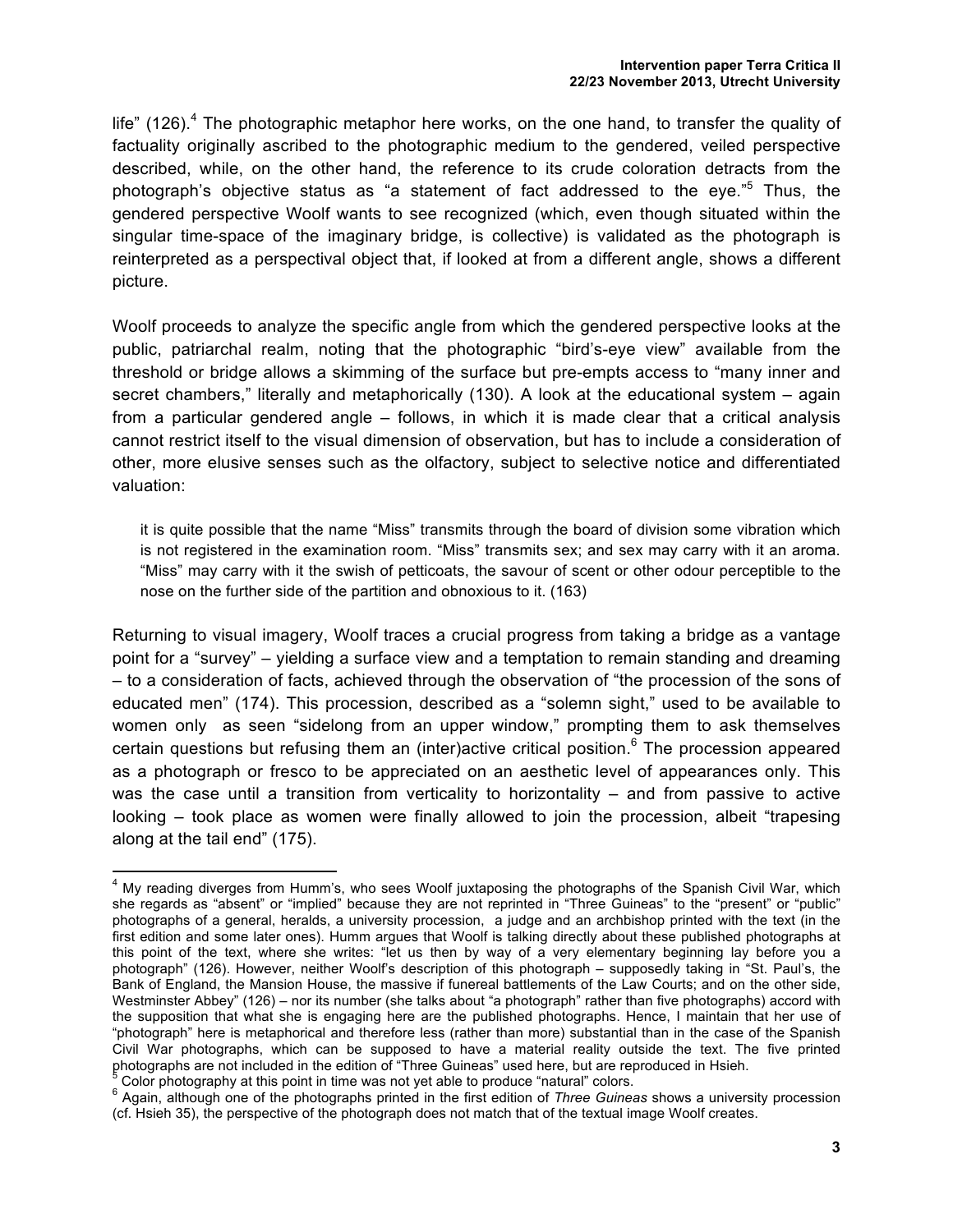life" (126).[4] The photographic metaphor here works, on the one hand, to transfer the quality of factuality originally ascribed to the photographic medium to the gendered, veiled perspective described, while, on the other hand, the reference to its crude coloration detracts from the photograph's objective status as "a statement of fact addressed to the eye."[5] Thus, the gendered perspective Woolf wants to see recognized (which, even though situated within the singular time-space of the imaginary bridge, is collective) is validated as the photograph is reinterpreted as a perspectival object that, if looked at from a different angle, shows a different picture.

Woolf proceeds to analyze the specific angle from which the gendered perspective looks at the public, patriarchal realm, noting that the photographic "bird's-eye view" available from the threshold or bridge allows a skimming of the surface but pre-empts access to "many inner and secret chambers," literally and metaphorically (130). A look at the educational system – again from a particular gendered angle – follows, in which it is made clear that a critical analysis cannot restrict itself to the visual dimension of observation, but has to include a consideration of other, more elusive senses such as the olfactory, subject to selective notice and differentiated valuation:

> it is quite possible that the name "Miss" transmits through the board of division some vibration which is not registered in the examination room. "Miss" transmits sex; and sex may carry with it an aroma. "Miss" may carry with it the swish of petticoats, the savour of scent or other odour perceptible to the nose on the further side of the partition and obnoxious to it. (163)

Returning to visual imagery, Woolf traces a crucial progress from taking a bridge as a vantage point for a "survey" – yielding a surface view and a temptation to remain standing and dreaming – to a consideration of facts, achieved through the observation of "the procession of the sons of educated men" (174). This procession, described as a "solemn sight," used to be available to women only as seen "sidelong from an upper window," prompting them to ask themselves certain questions but refusing them an (inter)active critical position.[6] The procession appeared as a photograph or fresco to be appreciated on an aesthetic level of appearances only. This was the case until a transition from verticality to horizontality – and from passive to active looking – took place as women were finally allowed to join the procession, albeit "trapesing along at the tail end" (175).

---

[4] My reading diverges from Humm's, who sees Woolf juxtaposing the photographs of the Spanish Civil War, which she regards as "absent" or "implied" because they are not reprinted in "Three Guineas" to the "present" or "public" photographs of a general, heralds, a university procession, a judge and an archbishop printed with the text (in the first edition and some later ones). Humm argues that Woolf is talking directly about these published photographs at this point of the text, where she writes: "let us then by way of a very elementary beginning lay before you a photograph" (126). However, neither Woolf's description of this photograph – supposedly taking in "St. Paul's, the Bank of England, the Mansion House, the massive if funereal battlements of the Law Courts; and on the other side, Westminster Abbey" (126) – nor its number (she talks about "a photograph" rather than five photographs) accord with the supposition that what she is engaging here are the published photographs. Hence, I maintain that her use of "photograph" here is metaphorical and therefore less (rather than more) substantial than in the case of the Spanish Civil War photographs, which can be supposed to have a material reality outside the text. The five printed photographs are not included in the edition of "Three Guineas" used here, but are reproduced in Hsieh.

[5] Color photography at this point in time was not yet able to produce "natural" colors.

[6] Again, although one of the photographs printed in the first edition of *Three Guineas* shows a university procession (cf. Hsieh 35), the perspective of the photograph does not match that of the textual image Woolf creates.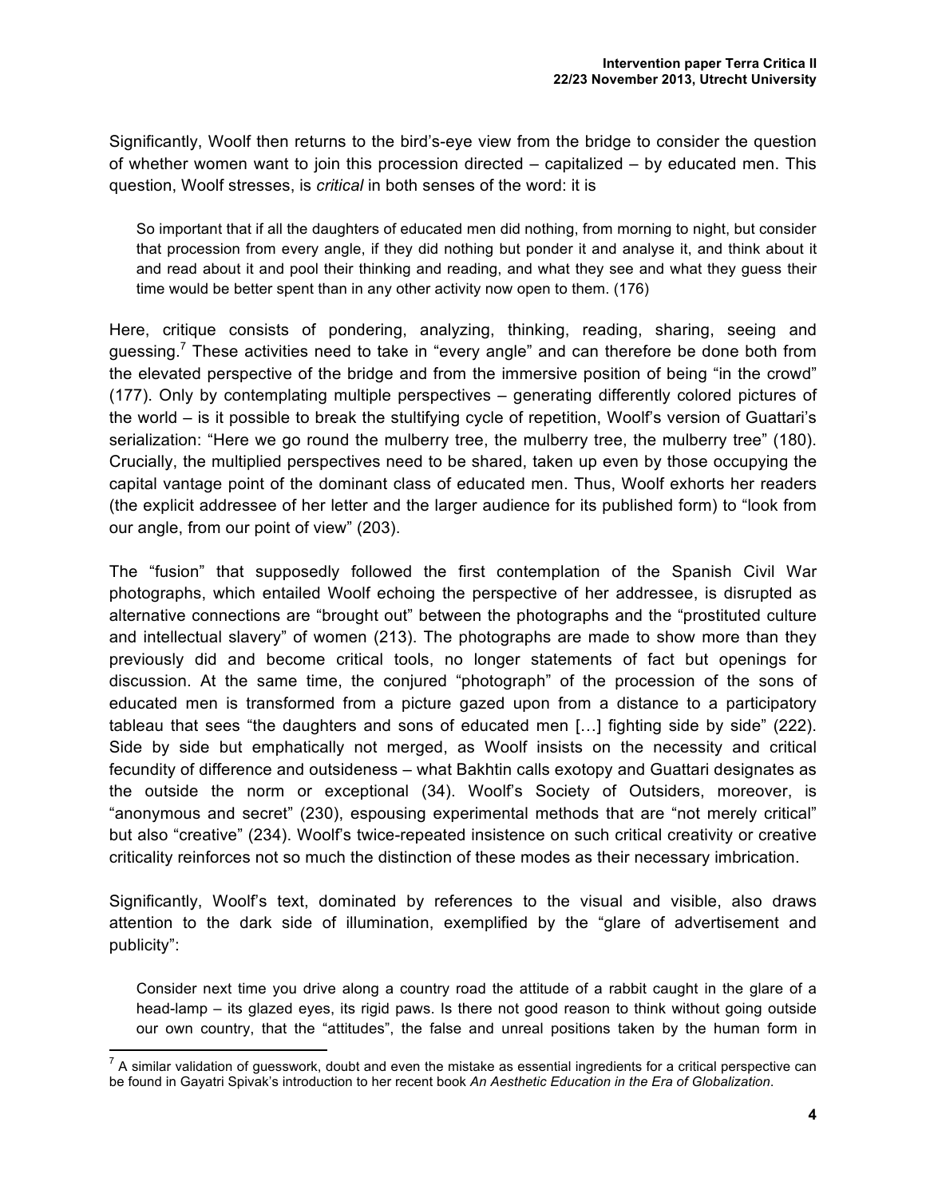Significantly, Woolf then returns to the bird's-eye view from the bridge to consider the question of whether women want to join this procession directed – capitalized – by educated men. This question, Woolf stresses, is *critical* in both senses of the word: it is

> So important that if all the daughters of educated men did nothing, from morning to night, but consider that procession from every angle, if they did nothing but ponder it and analyse it, and think about it and read about it and pool their thinking and reading, and what they see and what they guess their time would be better spent than in any other activity now open to them. (176)

Here, critique consists of pondering, analyzing, thinking, reading, sharing, seeing and guessing.[7] These activities need to take in "every angle" and can therefore be done both from the elevated perspective of the bridge and from the immersive position of being "in the crowd" (177). Only by contemplating multiple perspectives – generating differently colored pictures of the world – is it possible to break the stultifying cycle of repetition, Woolf's version of Guattari's serialization: "Here we go round the mulberry tree, the mulberry tree, the mulberry tree" (180). Crucially, the multiplied perspectives need to be shared, taken up even by those occupying the capital vantage point of the dominant class of educated men. Thus, Woolf exhorts her readers (the explicit addressee of her letter and the larger audience for its published form) to "look from our angle, from our point of view" (203).

The "fusion" that supposedly followed the first contemplation of the Spanish Civil War photographs, which entailed Woolf echoing the perspective of her addressee, is disrupted as alternative connections are "brought out" between the photographs and the "prostituted culture and intellectual slavery" of women (213). The photographs are made to show more than they previously did and become critical tools, no longer statements of fact but openings for discussion. At the same time, the conjured "photograph" of the procession of the sons of educated men is transformed from a picture gazed upon from a distance to a participatory tableau that sees "the daughters and sons of educated men […] fighting side by side" (222). Side by side but emphatically not merged, as Woolf insists on the necessity and critical fecundity of difference and outsideness – what Bakhtin calls exotopy and Guattari designates as the outside the norm or exceptional (34). Woolf's Society of Outsiders, moreover, is "anonymous and secret" (230), espousing experimental methods that are "not merely critical" but also "creative" (234). Woolf's twice-repeated insistence on such critical creativity or creative criticality reinforces not so much the distinction of these modes as their necessary imbrication.

Significantly, Woolf's text, dominated by references to the visual and visible, also draws attention to the dark side of illumination, exemplified by the "glare of advertisement and publicity":

> Consider next time you drive along a country road the attitude of a rabbit caught in the glare of a head-lamp – its glazed eyes, its rigid paws. Is there not good reason to think without going outside our own country, that the "attitudes", the false and unreal positions taken by the human form in

[7] A similar validation of guesswork, doubt and even the mistake as essential ingredients for a critical perspective can be found in Gayatri Spivak's introduction to her recent book *An Aesthetic Education in the Era of Globalization*.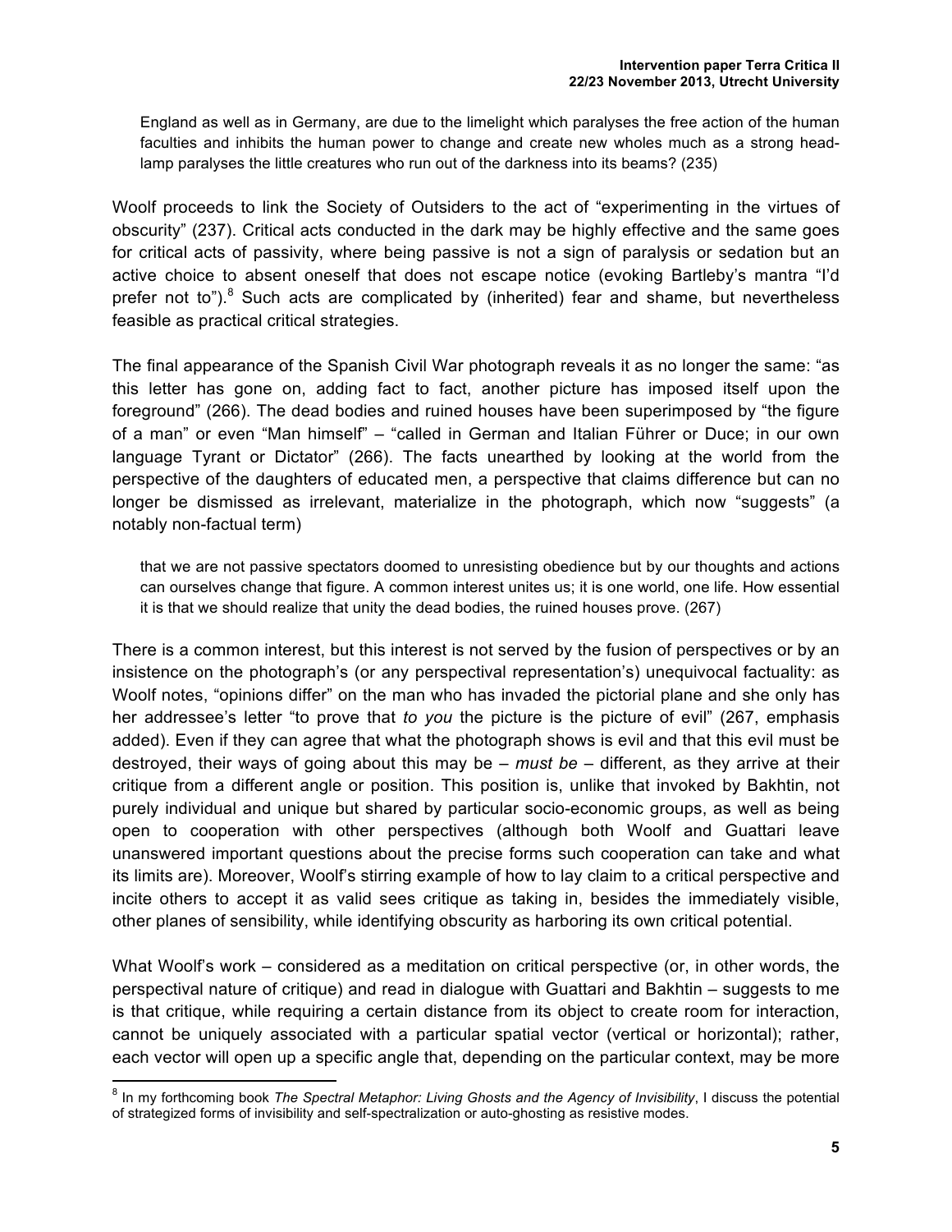> England as well as in Germany, are due to the limelight which paralyses the free action of the human faculties and inhibits the human power to change and create new wholes much as a strong head-lamp paralyses the little creatures who run out of the darkness into its beams? (235)

Woolf proceeds to link the Society of Outsiders to the act of "experimenting in the virtues of obscurity" (237). Critical acts conducted in the dark may be highly effective and the same goes for critical acts of passivity, where being passive is not a sign of paralysis or sedation but an active choice to absent oneself that does not escape notice (evoking Bartleby's mantra "I'd prefer not to").[8] Such acts are complicated by (inherited) fear and shame, but nevertheless feasible as practical critical strategies.

The final appearance of the Spanish Civil War photograph reveals it as no longer the same: "as this letter has gone on, adding fact to fact, another picture has imposed itself upon the foreground" (266). The dead bodies and ruined houses have been superimposed by "the figure of a man" or even "Man himself" – "called in German and Italian Führer or Duce; in our own language Tyrant or Dictator" (266). The facts unearthed by looking at the world from the perspective of the daughters of educated men, a perspective that claims difference but can no longer be dismissed as irrelevant, materialize in the photograph, which now "suggests" (a notably non-factual term)

> that we are not passive spectators doomed to unresisting obedience but by our thoughts and actions can ourselves change that figure. A common interest unites us; it is one world, one life. How essential it is that we should realize that unity the dead bodies, the ruined houses prove. (267)

There is a common interest, but this interest is not served by the fusion of perspectives or by an insistence on the photograph's (or any perspectival representation's) unequivocal factuality: as Woolf notes, "opinions differ" on the man who has invaded the pictorial plane and she only has her addressee's letter "to prove that *to you* the picture is the picture of evil" (267, emphasis added). Even if they can agree that what the photograph shows is evil and that this evil must be destroyed, their ways of going about this may be – *must be* – different, as they arrive at their critique from a different angle or position. This position is, unlike that invoked by Bakhtin, not purely individual and unique but shared by particular socio-economic groups, as well as being open to cooperation with other perspectives (although both Woolf and Guattari leave unanswered important questions about the precise forms such cooperation can take and what its limits are). Moreover, Woolf's stirring example of how to lay claim to a critical perspective and incite others to accept it as valid sees critique as taking in, besides the immediately visible, other planes of sensibility, while identifying obscurity as harboring its own critical potential.

What Woolf's work – considered as a meditation on critical perspective (or, in other words, the perspectival nature of critique) and read in dialogue with Guattari and Bakhtin – suggests to me is that critique, while requiring a certain distance from its object to create room for interaction, cannot be uniquely associated with a particular spatial vector (vertical or horizontal); rather, each vector will open up a specific angle that, depending on the particular context, may be more

---

[8] In my forthcoming book *The Spectral Metaphor: Living Ghosts and the Agency of Invisibility*, I discuss the potential of strategized forms of invisibility and self-spectralization or auto-ghosting as resistive modes.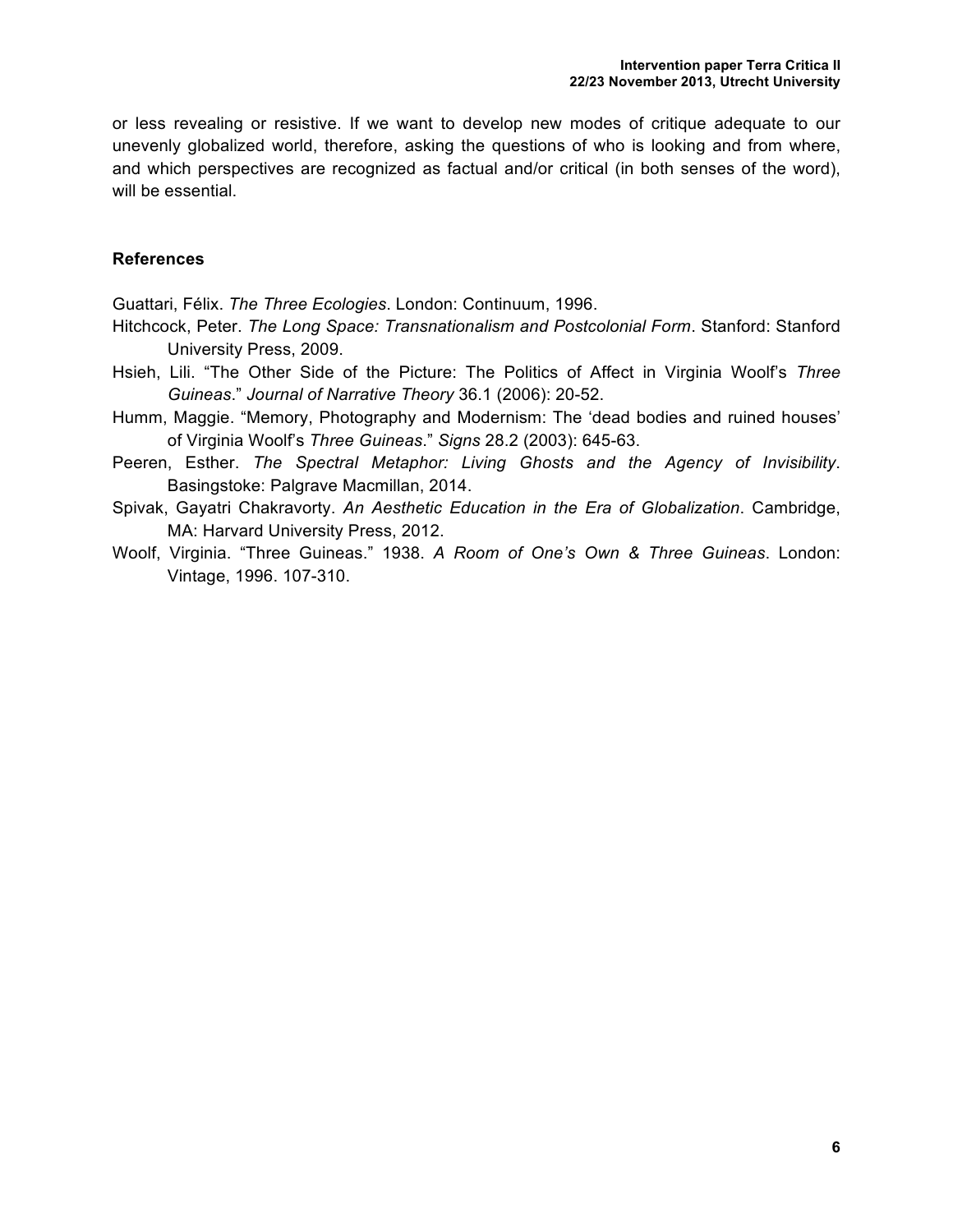or less revealing or resistive. If we want to develop new modes of critique adequate to our unevenly globalized world, therefore, asking the questions of who is looking and from where, and which perspectives are recognized as factual and/or critical (in both senses of the word), will be essential.

## References

Guattari, Félix. *The Three Ecologies*. London: Continuum, 1996.

Hitchcock, Peter. *The Long Space: Transnationalism and Postcolonial Form*. Stanford: Stanford University Press, 2009.

Hsieh, Lili. "The Other Side of the Picture: The Politics of Affect in Virginia Woolf's *Three Guineas*." *Journal of Narrative Theory* 36.1 (2006): 20-52.

Humm, Maggie. "Memory, Photography and Modernism: The 'dead bodies and ruined houses' of Virginia Woolf's *Three Guineas*." *Signs* 28.2 (2003): 645-63.

Peeren, Esther. *The Spectral Metaphor: Living Ghosts and the Agency of Invisibility*. Basingstoke: Palgrave Macmillan, 2014.

Spivak, Gayatri Chakravorty. *An Aesthetic Education in the Era of Globalization*. Cambridge, MA: Harvard University Press, 2012.

Woolf, Virginia. "Three Guineas." 1938. *A Room of One's Own & Three Guineas*. London: Vintage, 1996. 107-310.